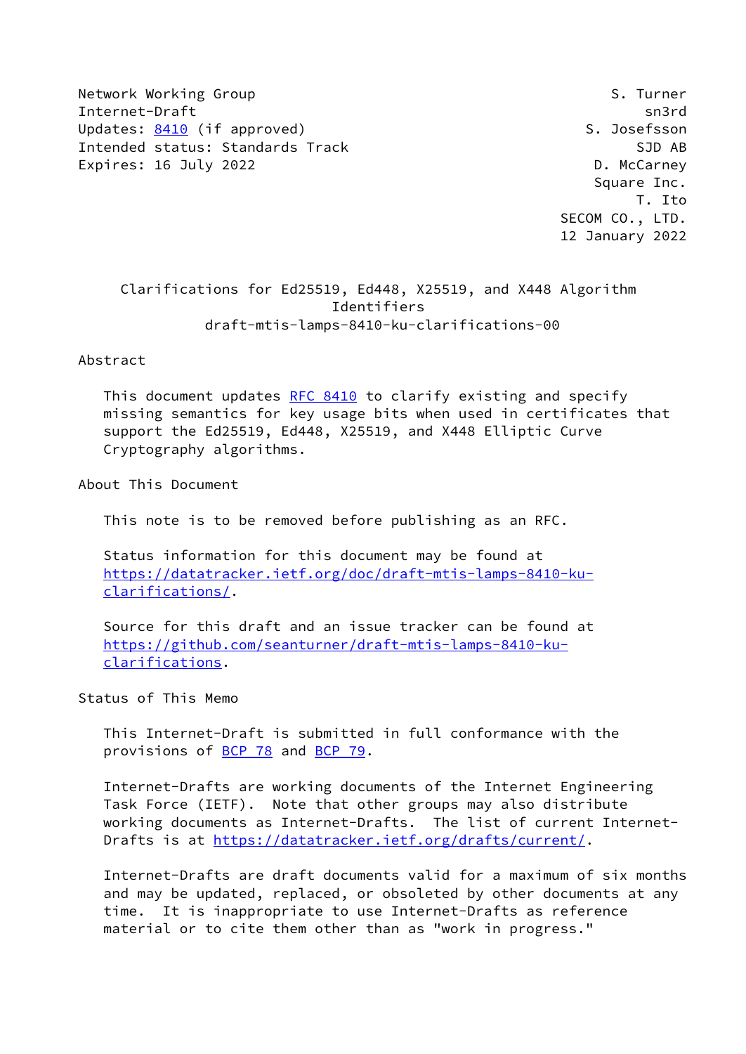Network Working Group S. Turner
Internet-Draft sn3rd
Updates: 8410 (if approved) S. Josefsson
Intended status: Standards Track SJD AB
Expires: 16 July 2022 D. McCarney
Square Inc.
T. Ito
SECOM CO., LTD.
12 January 2022

# Clarifications for Ed25519, Ed448, X25519, and X448 Algorithm Identifiers

draft-mtis-lamps-8410-ku-clarifications-00

## Abstract

This document updates RFC 8410 to clarify existing and specify missing semantics for key usage bits when used in certificates that support the Ed25519, Ed448, X25519, and X448 Elliptic Curve Cryptography algorithms.

## About This Document

This note is to be removed before publishing as an RFC.

Status information for this document may be found at https://datatracker.ietf.org/doc/draft-mtis-lamps-8410-ku-clarifications/.

Source for this draft and an issue tracker can be found at https://github.com/seanturner/draft-mtis-lamps-8410-ku-clarifications.

## Status of This Memo

This Internet-Draft is submitted in full conformance with the provisions of BCP 78 and BCP 79.

Internet-Drafts are working documents of the Internet Engineering Task Force (IETF). Note that other groups may also distribute working documents as Internet-Drafts. The list of current Internet-Drafts is at https://datatracker.ietf.org/drafts/current/.

Internet-Drafts are draft documents valid for a maximum of six months and may be updated, replaced, or obsoleted by other documents at any time. It is inappropriate to use Internet-Drafts as reference material or to cite them other than as "work in progress."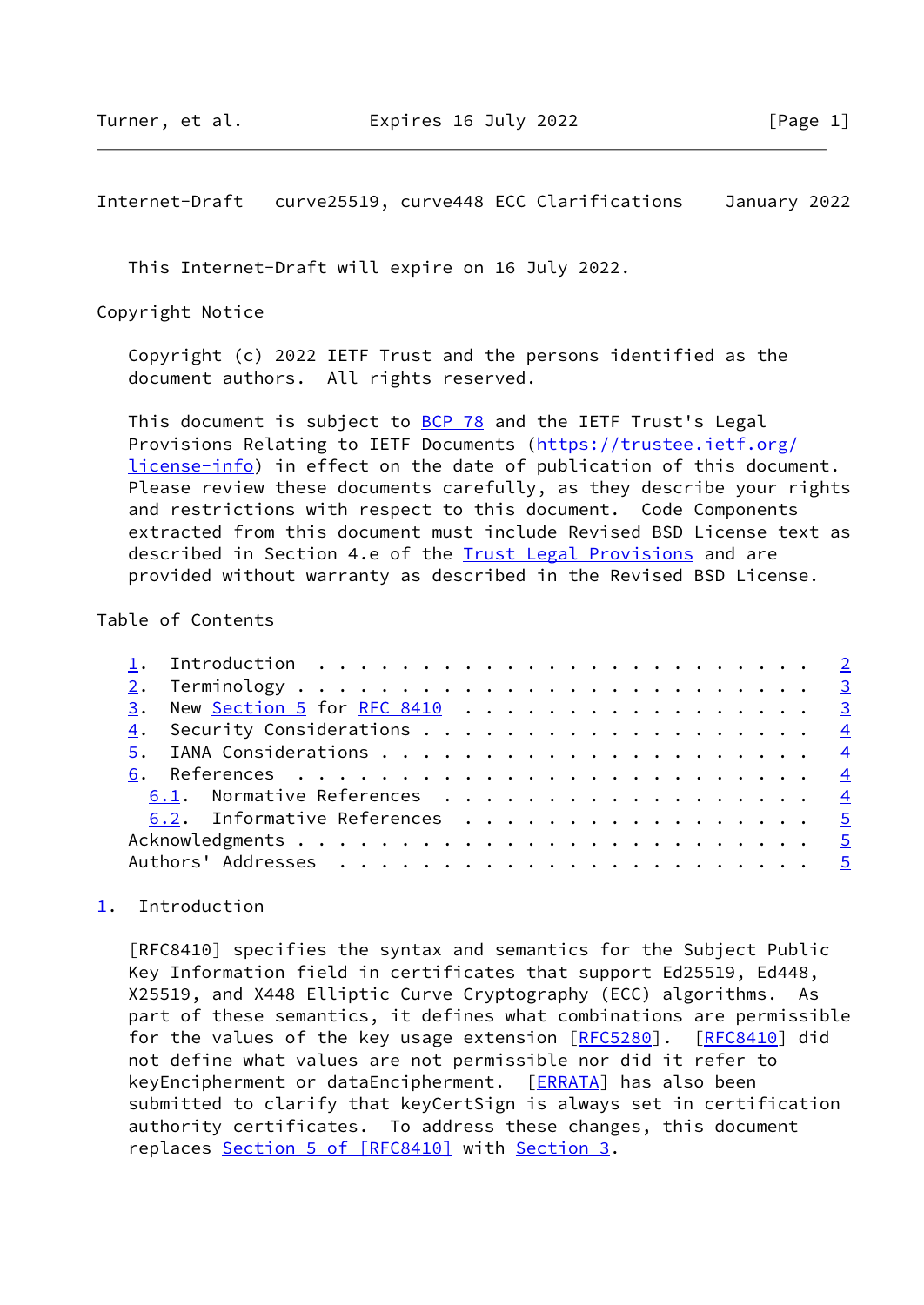This Internet-Draft will expire on 16 July 2022.

## Copyright Notice

Copyright (c) 2022 IETF Trust and the persons identified as the document authors. All rights reserved.

This document is subject to BCP 78 and the IETF Trust's Legal Provisions Relating to IETF Documents (https://trustee.ietf.org/license-info) in effect on the date of publication of this document. Please review these documents carefully, as they describe your rights and restrictions with respect to this document. Code Components extracted from this document must include Revised BSD License text as described in Section 4.e of the Trust Legal Provisions and are provided without warranty as described in the Revised BSD License.

## Table of Contents

- 1. Introduction . . . . . . . . . . . . . . . . . . . . . . . . 2
- 2. Terminology . . . . . . . . . . . . . . . . . . . . . . . . 3
- 3. New Section 5 for RFC 8410 . . . . . . . . . . . . . . . . . 3
- 4. Security Considerations . . . . . . . . . . . . . . . . . . 4
- 5. IANA Considerations . . . . . . . . . . . . . . . . . . . . 4
- 6. References . . . . . . . . . . . . . . . . . . . . . . . . 4
  - 6.1. Normative References . . . . . . . . . . . . . . . . . 4
  - 6.2. Informative References . . . . . . . . . . . . . . . . 5
- Acknowledgments . . . . . . . . . . . . . . . . . . . . . . . . 5
- Authors' Addresses . . . . . . . . . . . . . . . . . . . . . . 5

## 1. Introduction

[RFC8410] specifies the syntax and semantics for the Subject Public Key Information field in certificates that support Ed25519, Ed448, X25519, and X448 Elliptic Curve Cryptography (ECC) algorithms. As part of these semantics, it defines what combinations are permissible for the values of the key usage extension [RFC5280]. [RFC8410] did not define what values are not permissible nor did it refer to keyEncipherment or dataEncipherment. [ERRATA] has also been submitted to clarify that keyCertSign is always set in certification authority certificates. To address these changes, this document replaces Section 5 of [RFC8410] with Section 3.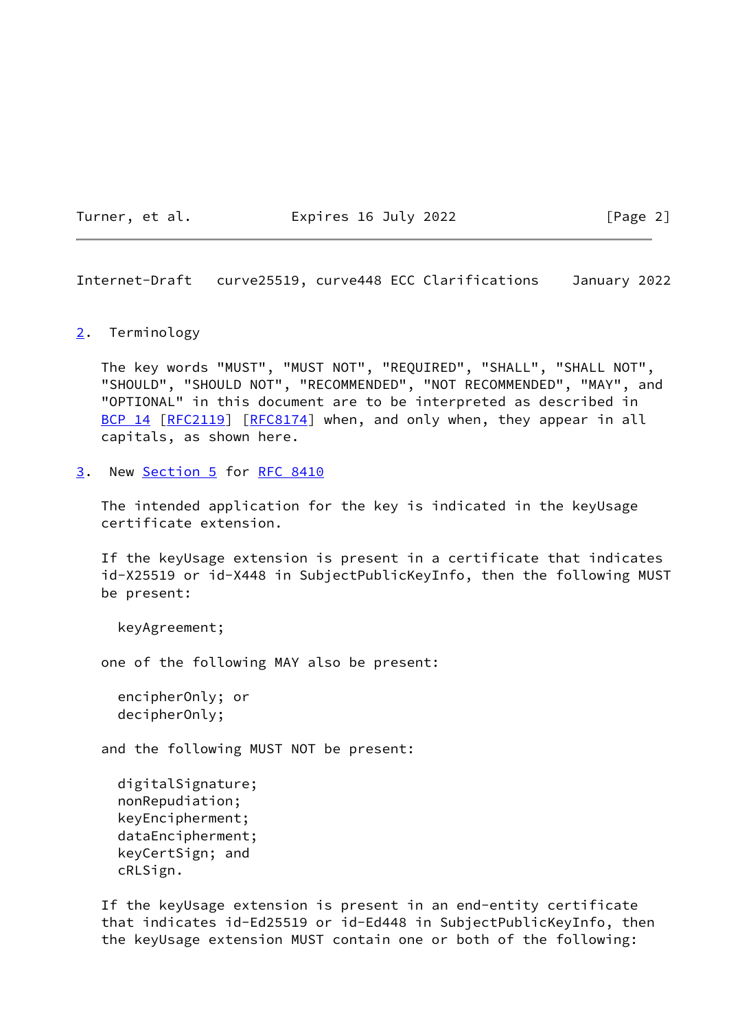## 2. Terminology

The key words "MUST", "MUST NOT", "REQUIRED", "SHALL", "SHALL NOT", "SHOULD", "SHOULD NOT", "RECOMMENDED", "NOT RECOMMENDED", "MAY", and "OPTIONAL" in this document are to be interpreted as described in BCP 14 [RFC2119] [RFC8174] when, and only when, they appear in all capitals, as shown here.

## 3. New Section 5 for RFC 8410

The intended application for the key is indicated in the keyUsage certificate extension.

If the keyUsage extension is present in a certificate that indicates id-X25519 or id-X448 in SubjectPublicKeyInfo, then the following MUST be present:

```
keyAgreement;
```

one of the following MAY also be present:

```
encipherOnly; or
decipherOnly;
```

and the following MUST NOT be present:

```
digitalSignature;
nonRepudiation;
keyEncipherment;
dataEncipherment;
keyCertSign; and
cRLSign.
```

If the keyUsage extension is present in an end-entity certificate that indicates id-Ed25519 or id-Ed448 in SubjectPublicKeyInfo, then the keyUsage extension MUST contain one or both of the following: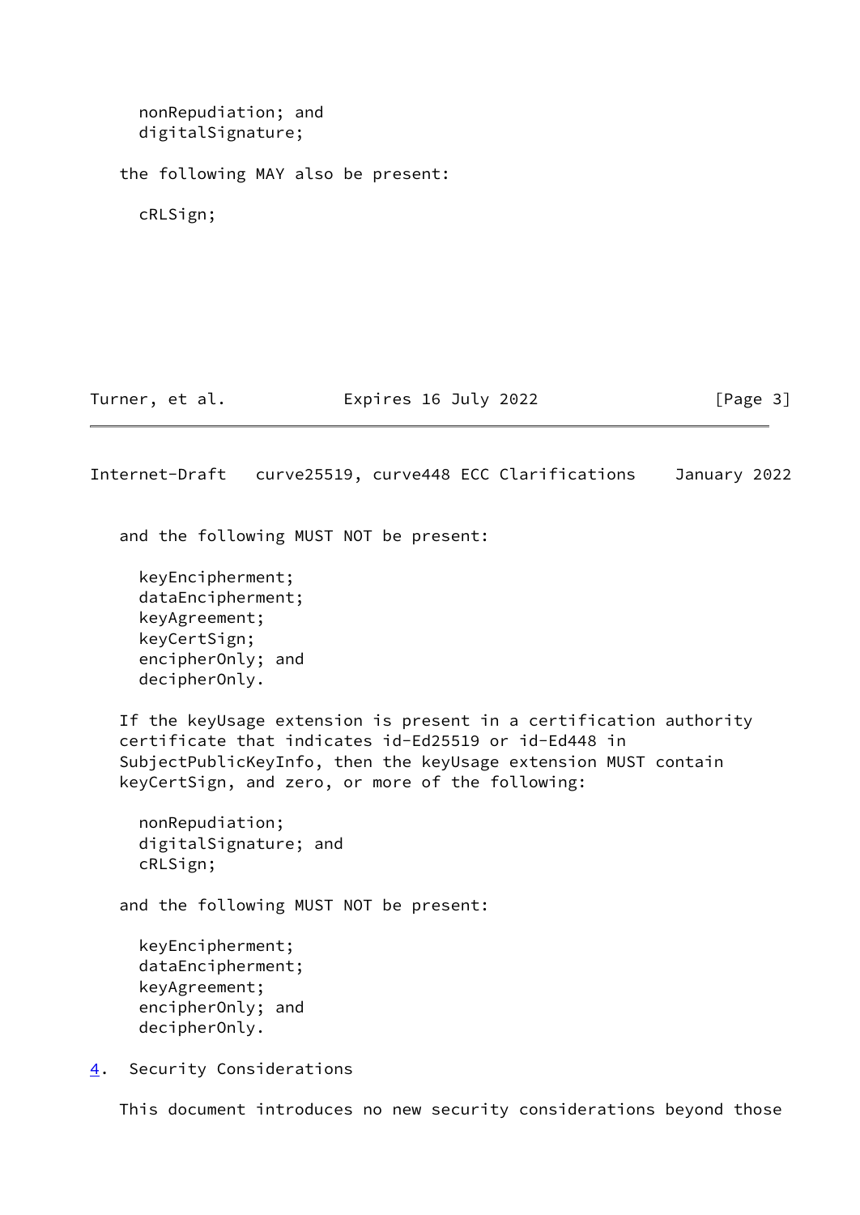nonRepudiation; and
  digitalSignature;

the following MAY also be present:

  cRLSign;

and the following MUST NOT be present:

  keyEncipherment;
  dataEncipherment;
  keyAgreement;
  keyCertSign;
  encipherOnly; and
  decipherOnly.

If the keyUsage extension is present in a certification authority certificate that indicates id-Ed25519 or id-Ed448 in SubjectPublicKeyInfo, then the keyUsage extension MUST contain keyCertSign, and zero, or more of the following:

  nonRepudiation;
  digitalSignature; and
  cRLSign;

and the following MUST NOT be present:

  keyEncipherment;
  dataEncipherment;
  keyAgreement;
  encipherOnly; and
  decipherOnly.

## 4. Security Considerations

This document introduces no new security considerations beyond those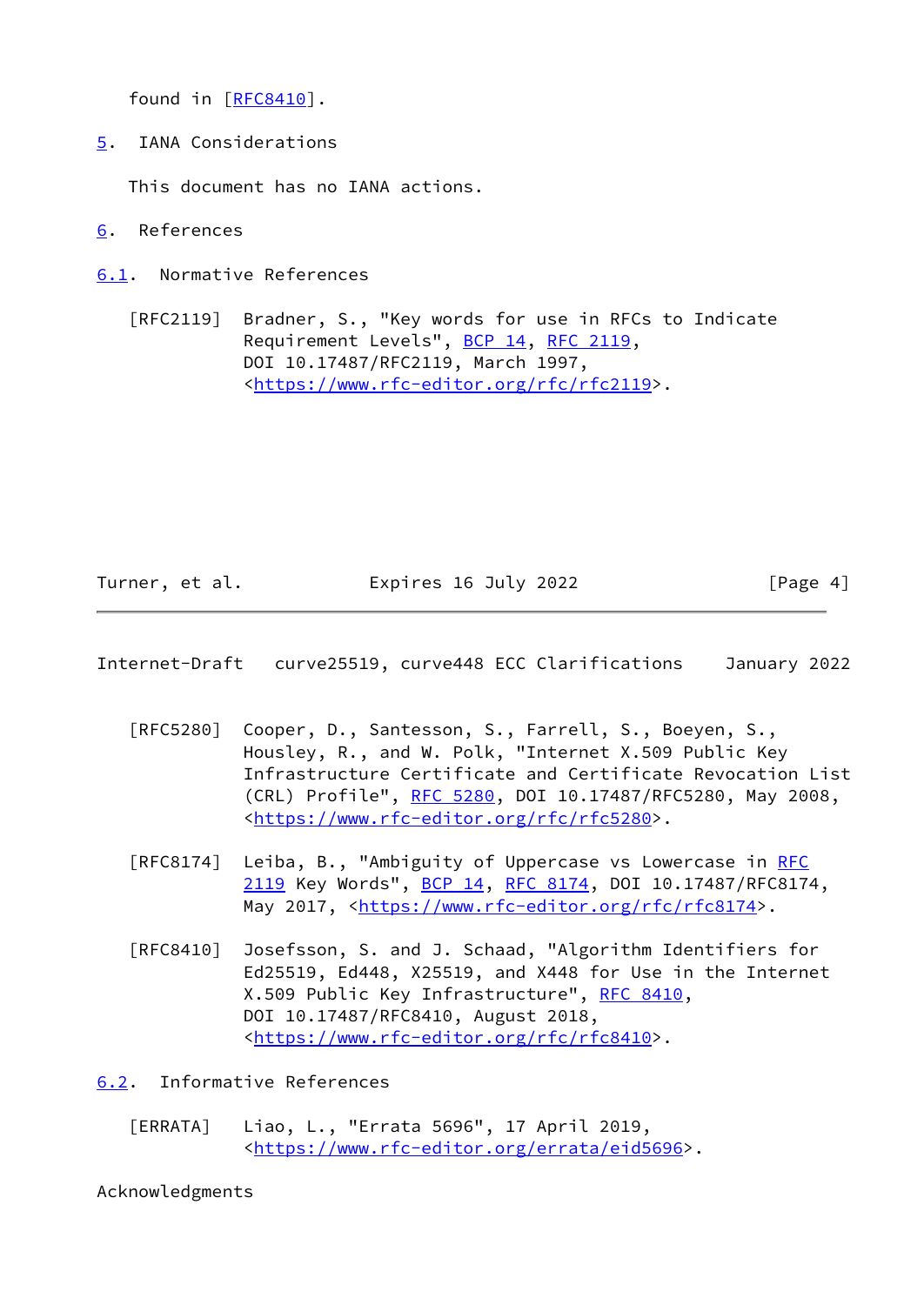found in [RFC8410].

## 5. IANA Considerations

This document has no IANA actions.

## 6. References

### 6.1. Normative References

[RFC2119] Bradner, S., "Key words for use in RFCs to Indicate Requirement Levels", BCP 14, RFC 2119, DOI 10.17487/RFC2119, March 1997, <https://www.rfc-editor.org/rfc/rfc2119>.

[RFC5280] Cooper, D., Santesson, S., Farrell, S., Boeyen, S., Housley, R., and W. Polk, "Internet X.509 Public Key Infrastructure Certificate and Certificate Revocation List (CRL) Profile", RFC 5280, DOI 10.17487/RFC5280, May 2008, <https://www.rfc-editor.org/rfc/rfc5280>.

[RFC8174] Leiba, B., "Ambiguity of Uppercase vs Lowercase in RFC 2119 Key Words", BCP 14, RFC 8174, DOI 10.17487/RFC8174, May 2017, <https://www.rfc-editor.org/rfc/rfc8174>.

[RFC8410] Josefsson, S. and J. Schaad, "Algorithm Identifiers for Ed25519, Ed448, X25519, and X448 for Use in the Internet X.509 Public Key Infrastructure", RFC 8410, DOI 10.17487/RFC8410, August 2018, <https://www.rfc-editor.org/rfc/rfc8410>.

### 6.2. Informative References

[ERRATA] Liao, L., "Errata 5696", 17 April 2019, <https://www.rfc-editor.org/errata/eid5696>.

## Acknowledgments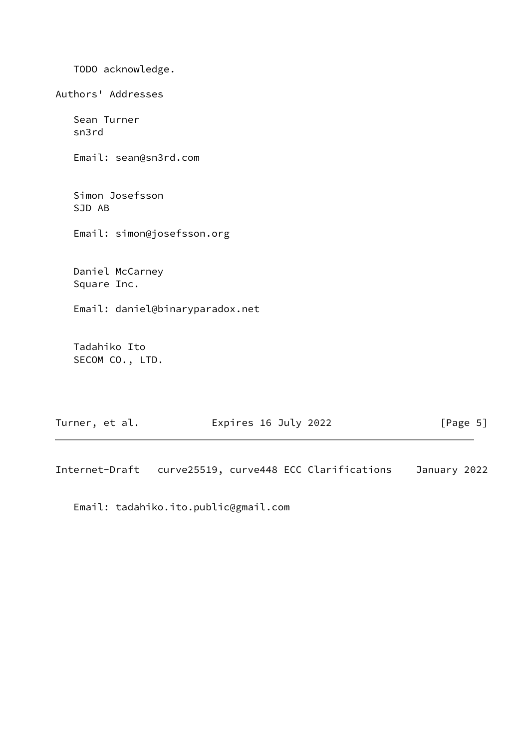TODO acknowledge.

## Authors' Addresses

Sean Turner
sn3rd

Email: sean@sn3rd.com

Simon Josefsson
SJD AB

Email: simon@josefsson.org

Daniel McCarney
Square Inc.

Email: daniel@binaryparadox.net

Tadahiko Ito
SECOM CO., LTD.

Email: tadahiko.ito.public@gmail.com